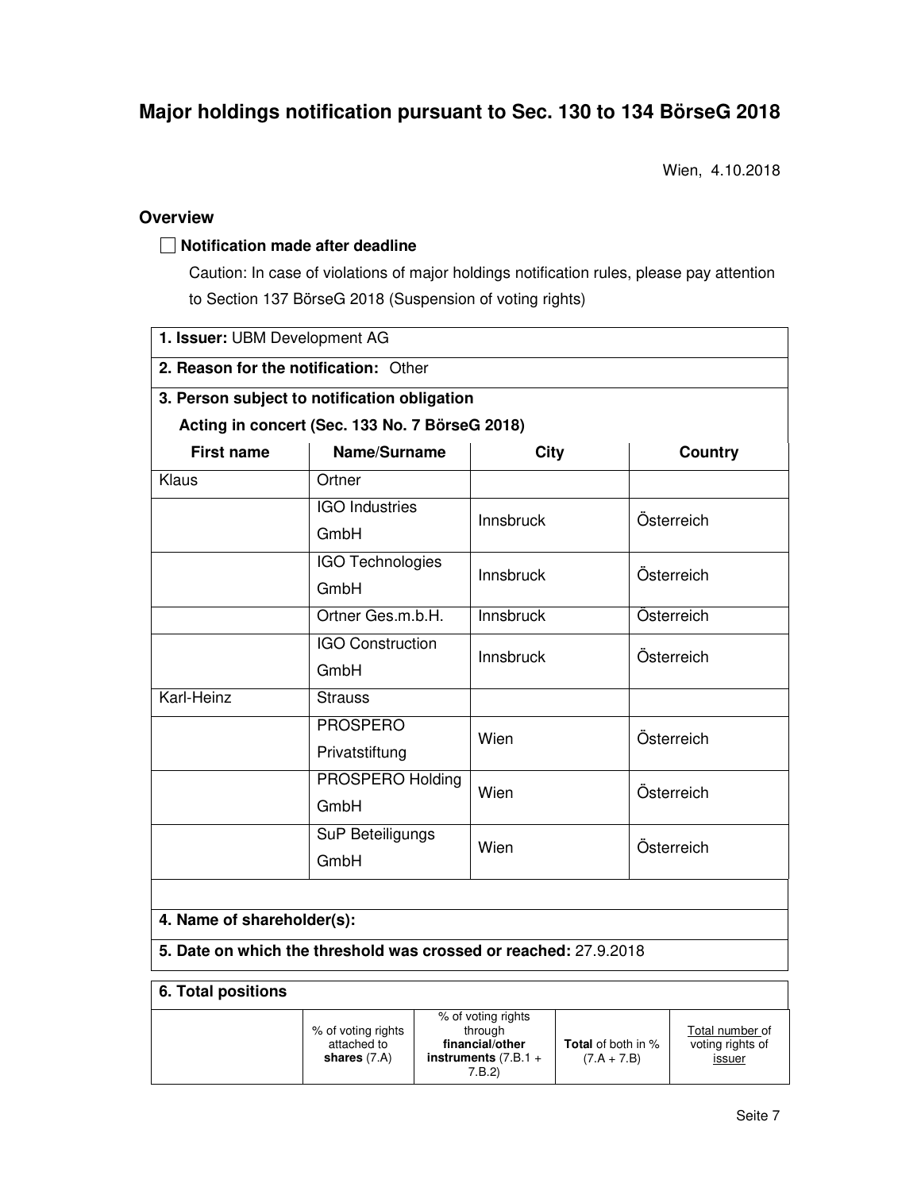# Major holdings notification pursuant to Sec. 130 to 134 BörseG 2018

Wien, 4.10.2018

## Overview

☐ **Notification made after deadline**

Caution: In case of violations of major holdings notification rules, please pay attention to Section 137 BörseG 2018 (Suspension of voting rights)

**1. Issuer:** UBM Development AG

**2. Reason for the notification:** Other

**3. Person subject to notification obligation**

**Acting in concert (Sec. 133 No. 7 BörseG 2018)**

| First name | Name/Surname | City | Country |
|---|---|---|---|
| Klaus | Ortner | | |
| | IGO Industries GmbH | Innsbruck | Österreich |
| | IGO Technologies GmbH | Innsbruck | Österreich |
| | Ortner Ges.m.b.H. | Innsbruck | Österreich |
| | IGO Construction GmbH | Innsbruck | Österreich |
| Karl-Heinz | Strauss | | |
| | PROSPERO Privatstiftung | Wien | Österreich |
| | PROSPERO Holding GmbH | Wien | Österreich |
| | SuP Beteiligungs GmbH | Wien | Österreich |

**4. Name of shareholder(s):**

**5. Date on which the threshold was crossed or reached:** 27.9.2018

**6. Total positions**

| | % of voting rights attached to **shares** (7.A) | % of voting rights through **financial/other instruments** (7.B.1 + 7.B.2) | **Total** of both in % (7.A + 7.B) | Total number of voting rights of issuer |
|---|---|---|---|---|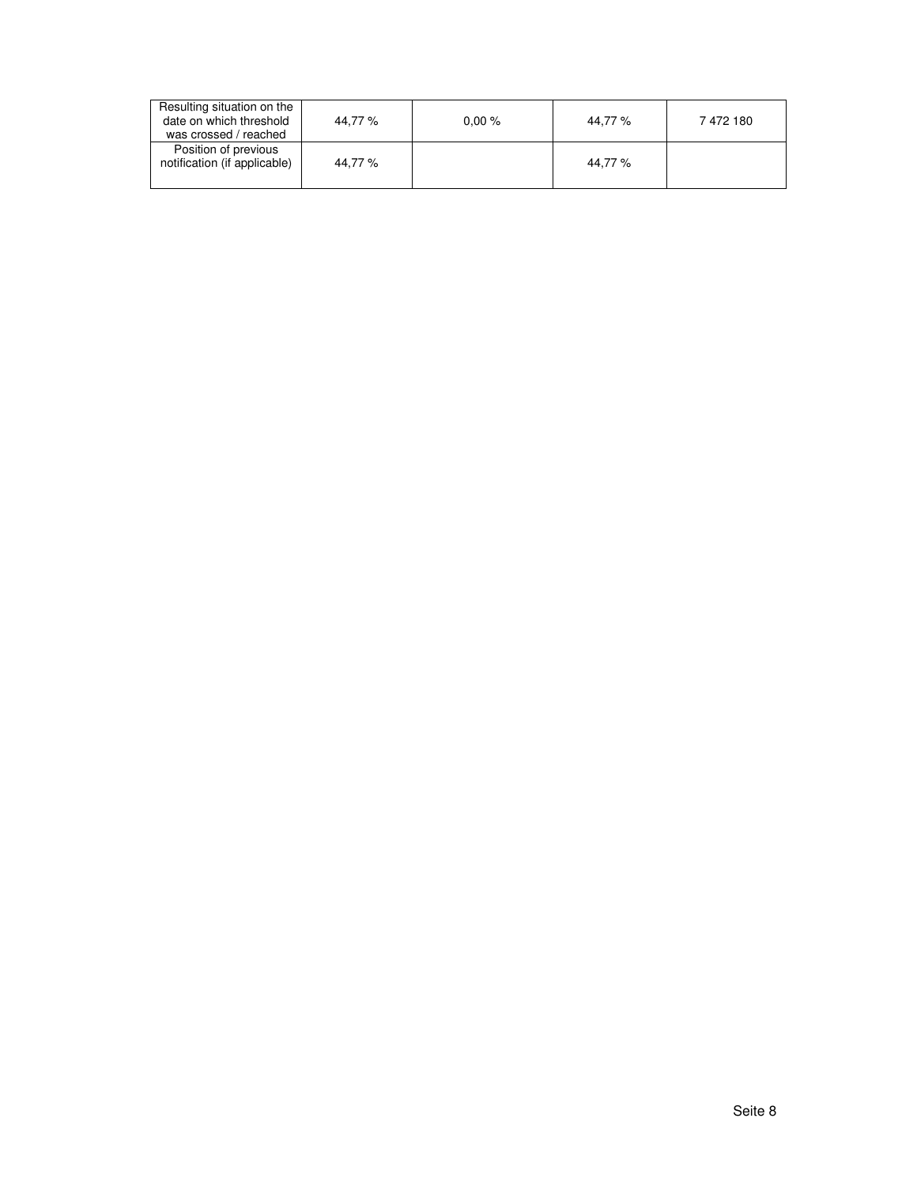| | | | | |
|---|---|---|---|---|
| Resulting situation on the date on which threshold was crossed / reached | 44,77 % | 0,00 % | 44,77 % | 7 472 180 |
| Position of previous notification (if applicable) | 44,77 % | | 44,77 % | |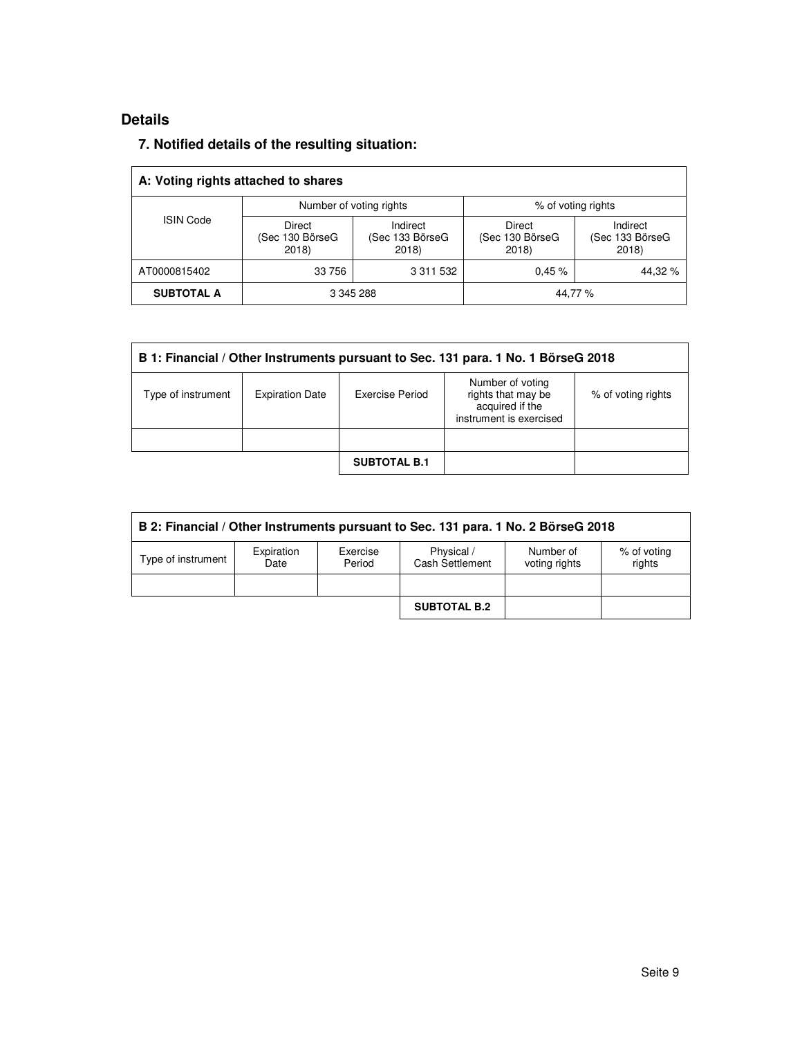## Details

### 7. Notified details of the resulting situation:

| A: Voting rights attached to shares | | | | |
|---|---|---|---|---|
| ISIN Code | Number of voting rights | | % of voting rights | |
| | Direct (Sec 130 BörseG 2018) | Indirect (Sec 133 BörseG 2018) | Direct (Sec 130 BörseG 2018) | Indirect (Sec 133 BörseG 2018) |
| AT0000815402 | 33 756 | 3 311 532 | 0,45 % | 44,32 % |
| **SUBTOTAL A** | 3 345 288 | | 44,77 % | |

| B 1: Financial / Other Instruments pursuant to Sec. 131 para. 1 No. 1 BörseG 2018 | | | | |
|---|---|---|---|---|
| Type of instrument | Expiration Date | Exercise Period | Number of voting rights that may be acquired if the instrument is exercised | % of voting rights |
| | | | | |
| | | **SUBTOTAL B.1** | | |

| B 2: Financial / Other Instruments pursuant to Sec. 131 para. 1 No. 2 BörseG 2018 | | | | | |
|---|---|---|---|---|---|
| Type of instrument | Expiration Date | Exercise Period | Physical / Cash Settlement | Number of voting rights | % of voting rights |
| | | | | | |
| | | | **SUBTOTAL B.2** | | |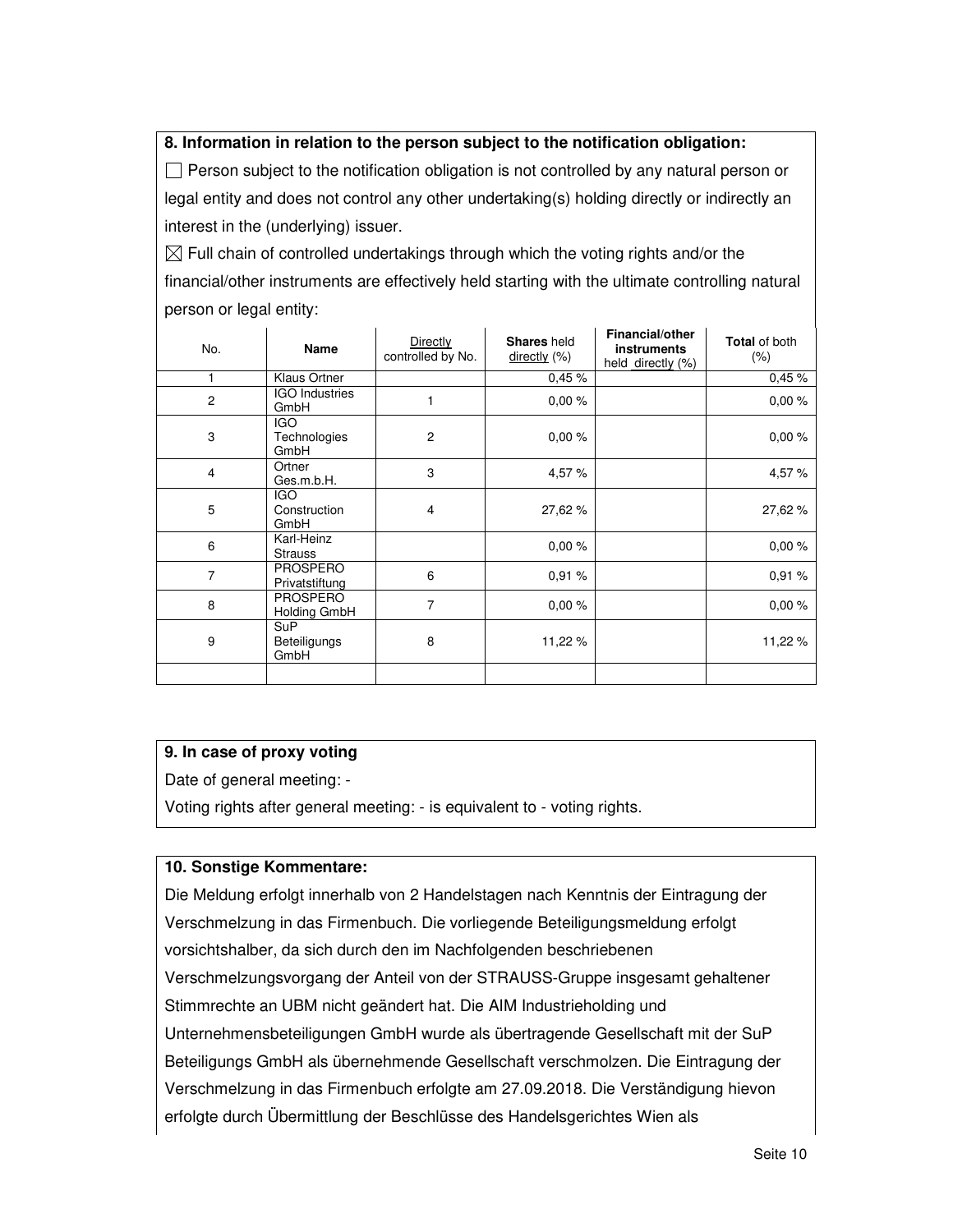**8. Information in relation to the person subject to the notification obligation:**

☐ Person subject to the notification obligation is not controlled by any natural person or legal entity and does not control any other undertaking(s) holding directly or indirectly an interest in the (underlying) issuer.

☒ Full chain of controlled undertakings through which the voting rights and/or the financial/other instruments are effectively held starting with the ultimate controlling natural person or legal entity:

| No. | Name | Directly controlled by No. | **Shares** held directly (%) | **Financial/other instruments** held directly (%) | **Total** of both (%) |
|---|---|---|---|---|---|
| 1 | Klaus Ortner | | 0,45 % | | 0,45 % |
| 2 | IGO Industries GmbH | 1 | 0,00 % | | 0,00 % |
| 3 | IGO Technologies GmbH | 2 | 0,00 % | | 0,00 % |
| 4 | Ortner Ges.m.b.H. | 3 | 4,57 % | | 4,57 % |
| 5 | IGO Construction GmbH | 4 | 27,62 % | | 27,62 % |
| 6 | Karl-Heinz Strauss | | 0,00 % | | 0,00 % |
| 7 | PROSPERO Privatstiftung | 6 | 0,91 % | | 0,91 % |
| 8 | PROSPERO Holding GmbH | 7 | 0,00 % | | 0,00 % |
| 9 | SuP Beteiligungs GmbH | 8 | 11,22 % | | 11,22 % |
| | | | | | |

**9. In case of proxy voting**

Date of general meeting: -

Voting rights after general meeting: - is equivalent to - voting rights.

**10. Sonstige Kommentare:**

Die Meldung erfolgt innerhalb von 2 Handelstagen nach Kenntnis der Eintragung der Verschmelzung in das Firmenbuch. Die vorliegende Beteiligungsmeldung erfolgt vorsichtshalber, da sich durch den im Nachfolgenden beschriebenen Verschmelzungsvorgang der Anteil von der STRAUSS-Gruppe insgesamt gehaltener Stimmrechte an UBM nicht geändert hat. Die AIM Industrieholding und Unternehmensbeteiligungen GmbH wurde als übertragende Gesellschaft mit der SuP Beteiligungs GmbH als übernehmende Gesellschaft verschmolzen. Die Eintragung der Verschmelzung in das Firmenbuch erfolgte am 27.09.2018. Die Verständigung hievon erfolgte durch Übermittlung der Beschlüsse des Handelsgerichtes Wien als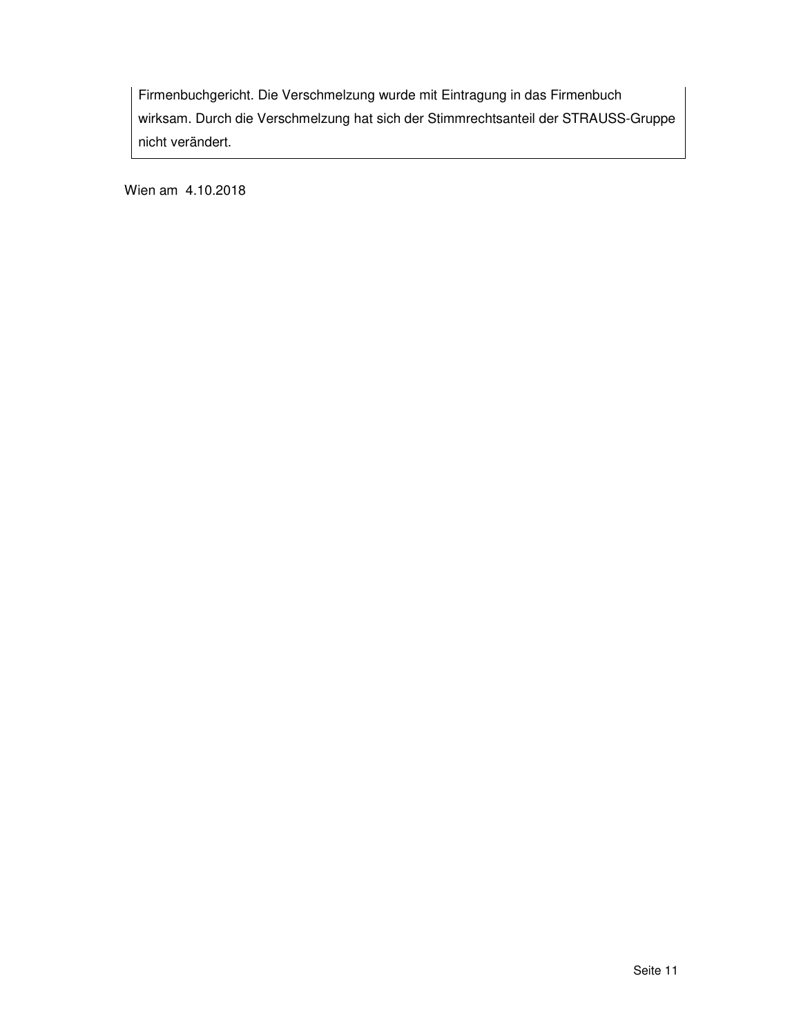Firmenbuchgericht. Die Verschmelzung wurde mit Eintragung in das Firmenbuch wirksam. Durch die Verschmelzung hat sich der Stimmrechtsanteil der STRAUSS-Gruppe nicht verändert.

Wien am 4.10.2018